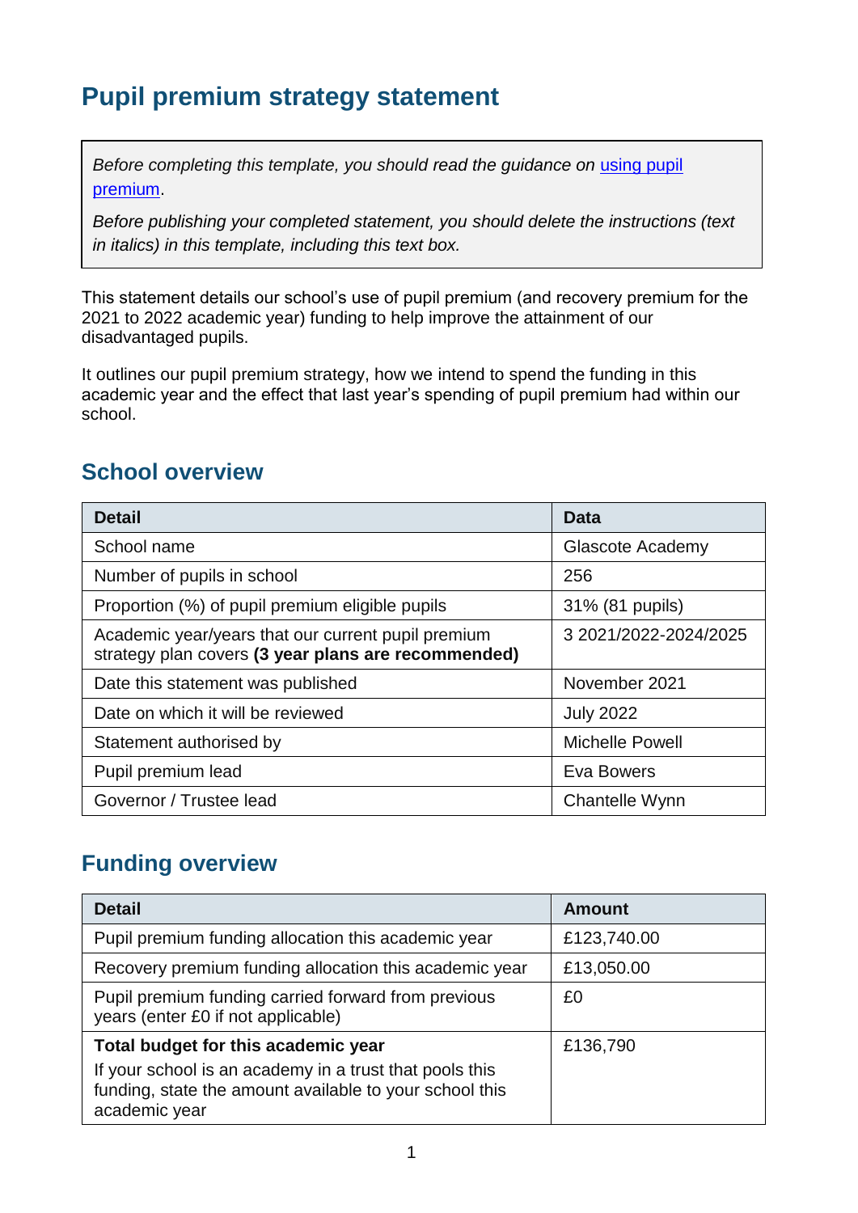# Pupil premium strategy statement

*Before completing this template, you should read the guidance on [using pupil premium](#).*

*Before publishing your completed statement, you should delete the instructions (text in italics) in this template, including this text box.*

This statement details our school's use of pupil premium (and recovery premium for the 2021 to 2022 academic year) funding to help improve the attainment of our disadvantaged pupils.

It outlines our pupil premium strategy, how we intend to spend the funding in this academic year and the effect that last year's spending of pupil premium had within our school.

## School overview

| Detail | Data |
|---|---|
| School name | Glascote Academy |
| Number of pupils in school | 256 |
| Proportion (%) of pupil premium eligible pupils | 31% (81 pupils) |
| Academic year/years that our current pupil premium strategy plan covers **(3 year plans are recommended)** | 3 2021/2022-2024/2025 |
| Date this statement was published | November 2021 |
| Date on which it will be reviewed | July 2022 |
| Statement authorised by | Michelle Powell |
| Pupil premium lead | Eva Bowers |
| Governor / Trustee lead | Chantelle Wynn |

## Funding overview

| Detail | Amount |
|---|---|
| Pupil premium funding allocation this academic year | £123,740.00 |
| Recovery premium funding allocation this academic year | £13,050.00 |
| Pupil premium funding carried forward from previous years (enter £0 if not applicable) | £0 |
| **Total budget for this academic year** If your school is an academy in a trust that pools this funding, state the amount available to your school this academic year | £136,790 |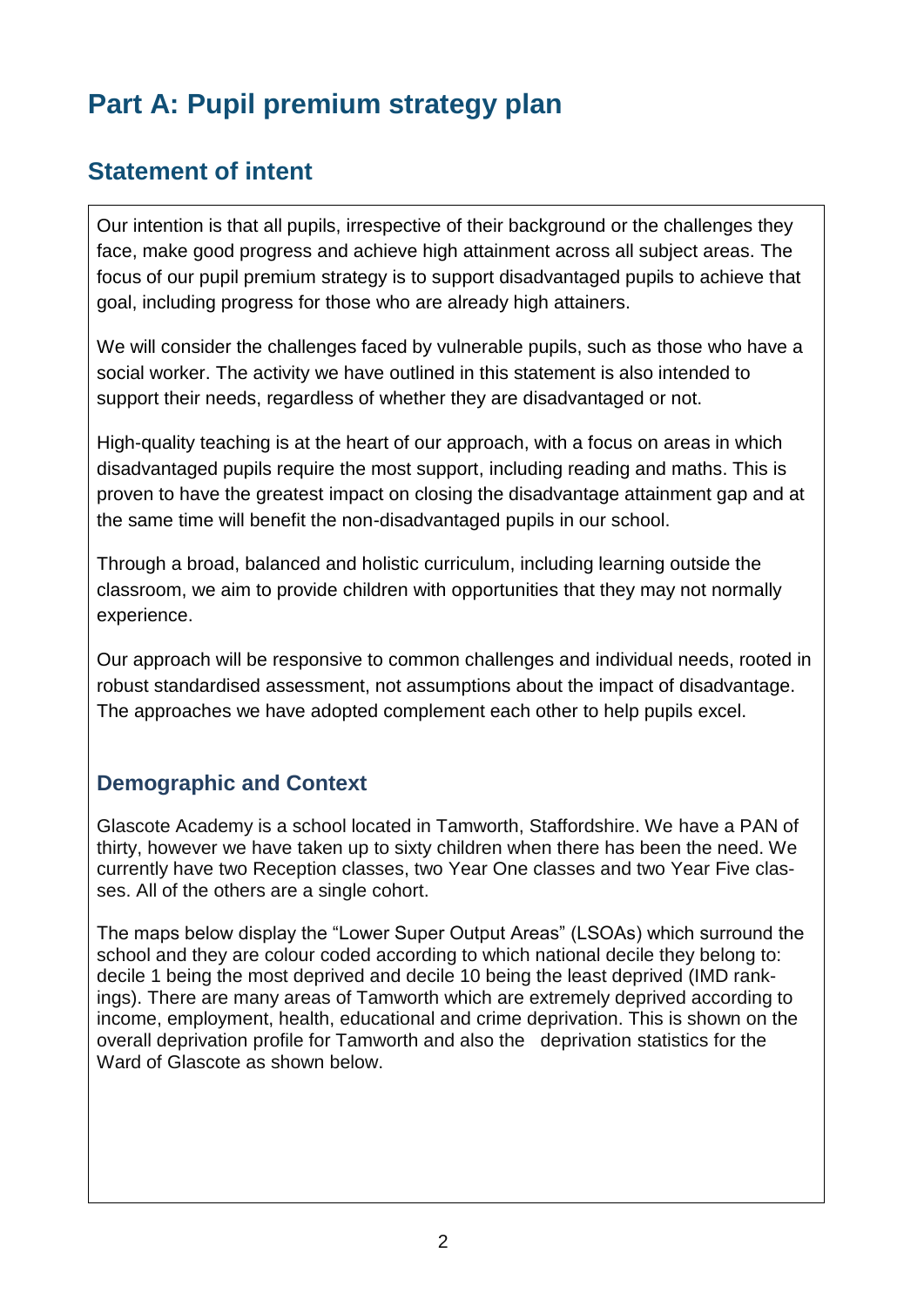# Part A: Pupil premium strategy plan

## Statement of intent

Our intention is that all pupils, irrespective of their background or the challenges they face, make good progress and achieve high attainment across all subject areas. The focus of our pupil premium strategy is to support disadvantaged pupils to achieve that goal, including progress for those who are already high attainers.

We will consider the challenges faced by vulnerable pupils, such as those who have a social worker. The activity we have outlined in this statement is also intended to support their needs, regardless of whether they are disadvantaged or not.

High-quality teaching is at the heart of our approach, with a focus on areas in which disadvantaged pupils require the most support, including reading and maths. This is proven to have the greatest impact on closing the disadvantage attainment gap and at the same time will benefit the non-disadvantaged pupils in our school.

Through a broad, balanced and holistic curriculum, including learning outside the classroom, we aim to provide children with opportunities that they may not normally experience.

Our approach will be responsive to common challenges and individual needs, rooted in robust standardised assessment, not assumptions about the impact of disadvantage. The approaches we have adopted complement each other to help pupils excel.

### Demographic and Context

Glascote Academy is a school located in Tamworth, Staffordshire. We have a PAN of thirty, however we have taken up to sixty children when there has been the need. We currently have two Reception classes, two Year One classes and two Year Five classes. All of the others are a single cohort.

The maps below display the "Lower Super Output Areas" (LSOAs) which surround the school and they are colour coded according to which national decile they belong to: decile 1 being the most deprived and decile 10 being the least deprived (IMD rankings). There are many areas of Tamworth which are extremely deprived according to income, employment, health, educational and crime deprivation. This is shown on the overall deprivation profile for Tamworth and also the deprivation statistics for the Ward of Glascote as shown below.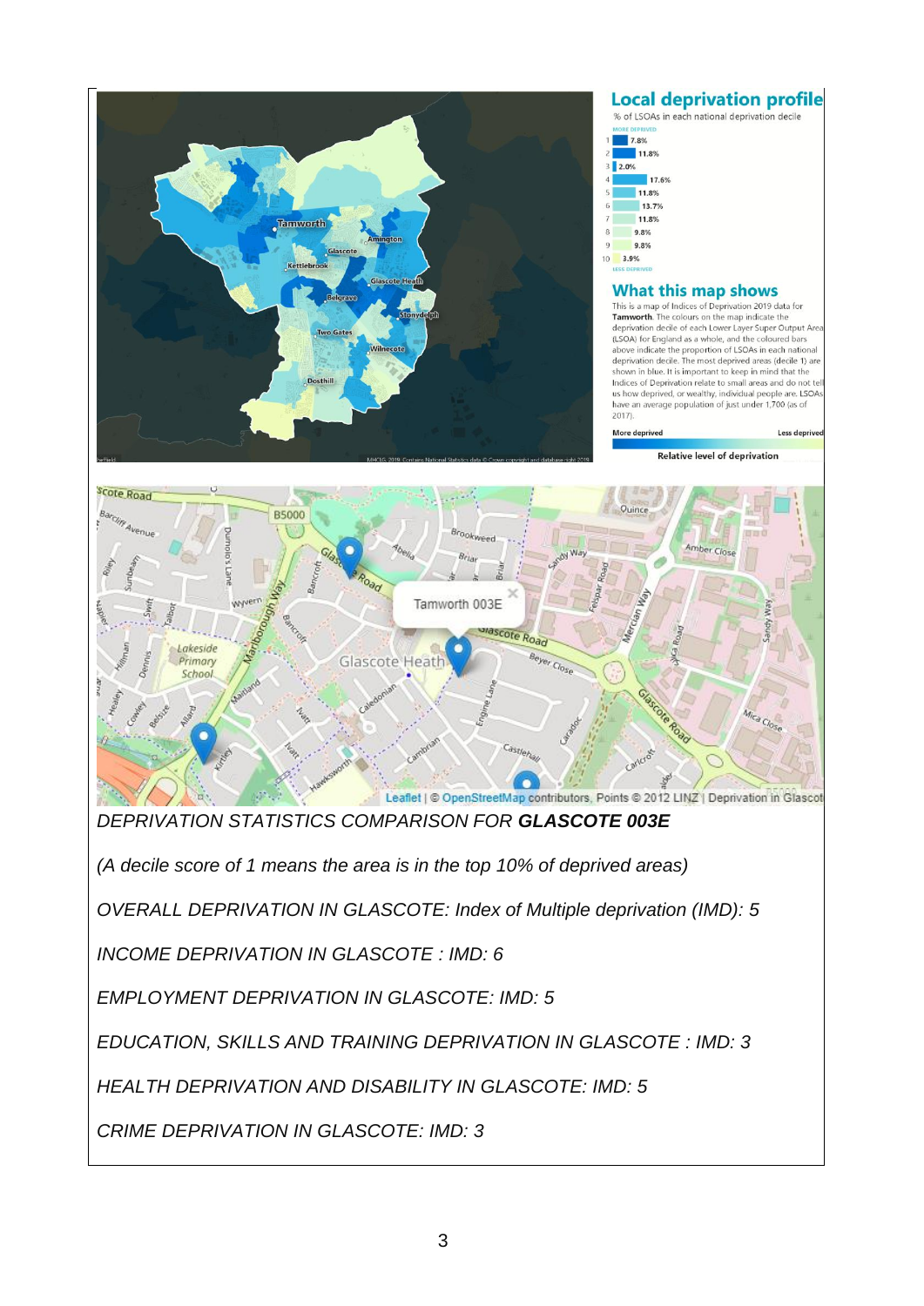*DEPRIVATION STATISTICS COMPARISON FOR* ***GLASCOTE 003E***

*(A decile score of 1 means the area is in the top 10% of deprived areas)*

*OVERALL DEPRIVATION IN GLASCOTE: Index of Multiple deprivation (IMD): 5*

*INCOME DEPRIVATION IN GLASCOTE : IMD: 6*

*EMPLOYMENT DEPRIVATION IN GLASCOTE: IMD: 5*

*EDUCATION, SKILLS AND TRAINING DEPRIVATION IN GLASCOTE : IMD: 3*

*HEALTH DEPRIVATION AND DISABILITY IN GLASCOTE: IMD: 5*

*CRIME DEPRIVATION IN GLASCOTE: IMD: 3*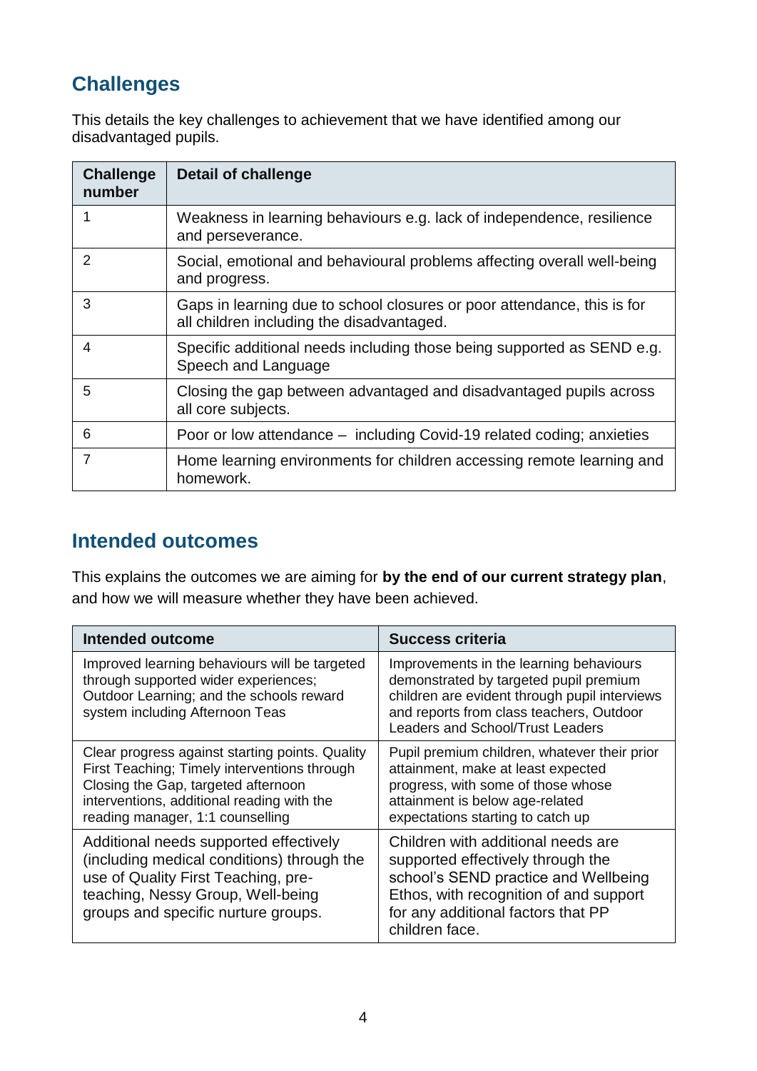## Challenges

This details the key challenges to achievement that we have identified among our disadvantaged pupils.

| Challenge number | Detail of challenge |
|---|---|
| 1 | Weakness in learning behaviours e.g. lack of independence, resilience and perseverance. |
| 2 | Social, emotional and behavioural problems affecting overall well-being and progress. |
| 3 | Gaps in learning due to school closures or poor attendance, this is for all children including the disadvantaged. |
| 4 | Specific additional needs including those being supported as SEND e.g. Speech and Language |
| 5 | Closing the gap between advantaged and disadvantaged pupils across all core subjects. |
| 6 | Poor or low attendance – including Covid-19 related coding; anxieties |
| 7 | Home learning environments for children accessing remote learning and homework. |

## Intended outcomes

This explains the outcomes we are aiming for **by the end of our current strategy plan**, and how we will measure whether they have been achieved.

| Intended outcome | Success criteria |
|---|---|
| Improved learning behaviours will be targeted through supported wider experiences; Outdoor Learning; and the schools reward system including Afternoon Teas | Improvements in the learning behaviours demonstrated by targeted pupil premium children are evident through pupil interviews and reports from class teachers, Outdoor Leaders and School/Trust Leaders |
| Clear progress against starting points. Quality First Teaching; Timely interventions through Closing the Gap, targeted afternoon interventions, additional reading with the reading manager, 1:1 counselling | Pupil premium children, whatever their prior attainment, make at least expected progress, with some of those whose attainment is below age-related expectations starting to catch up |
| Additional needs supported effectively (including medical conditions) through the use of Quality First Teaching, pre-teaching, Nessy Group, Well-being groups and specific nurture groups. | Children with additional needs are supported effectively through the school's SEND practice and Wellbeing Ethos, with recognition of and support for any additional factors that PP children face. |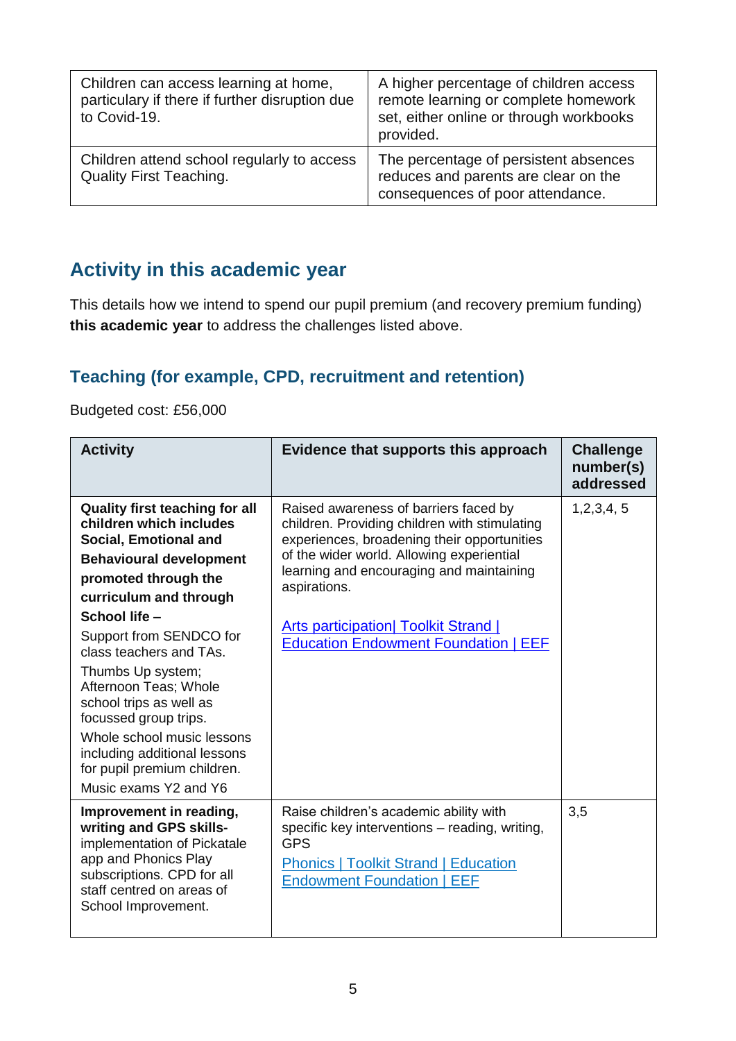| Children can access learning at home, particulary if there if further disruption due to Covid-19. | A higher percentage of children access remote learning or complete homework set, either online or through workbooks provided. |
|---|---|
| Children attend school regularly to access Quality First Teaching. | The percentage of persistent absences reduces and parents are clear on the consequences of poor attendance. |

## Activity in this academic year

This details how we intend to spend our pupil premium (and recovery premium funding) **this academic year** to address the challenges listed above.

### Teaching (for example, CPD, recruitment and retention)

Budgeted cost: £56,000

| Activity | Evidence that supports this approach | Challenge number(s) addressed |
|---|---|---|
| **Quality first teaching for all children which includes Social, Emotional and Behavioural development promoted through the curriculum and through School life –** Support from SENDCO for class teachers and TAs. Thumbs Up system; Afternoon Teas; Whole school trips as well as focussed group trips. Whole school music lessons including additional lessons for pupil premium children. Music exams Y2 and Y6 | Raised awareness of barriers faced by children. Providing children with stimulating experiences, broadening their opportunities of the wider world. Allowing experiential learning and encouraging and maintaining aspirations. [Arts participation\| Toolkit Strand \| Education Endowment Foundation \| EEF] | 1,2,3,4, 5 |
| **Improvement in reading, writing and GPS skills-** implementation of Pickatale app and Phonics Play subscriptions. CPD for all staff centred on areas of School Improvement. | Raise children's academic ability with specific key interventions – reading, writing, GPS [Phonics \| Toolkit Strand \| Education Endowment Foundation \| EEF] | 3,5 |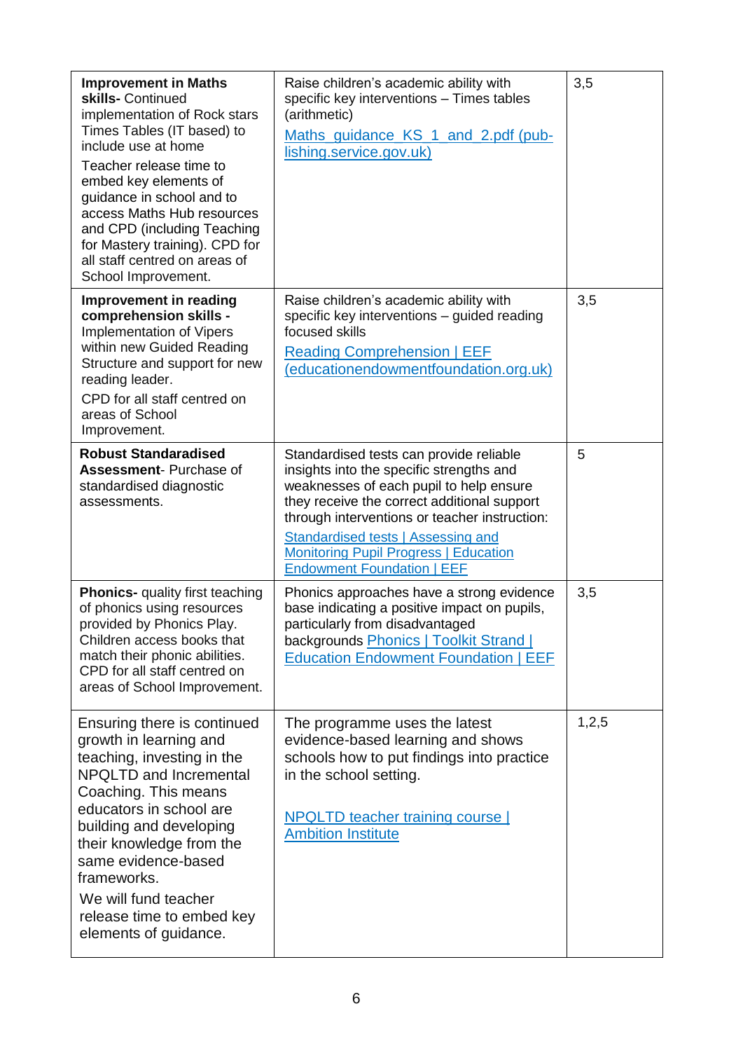| | | |
|---|---|---|
| **Improvement in Maths skills-** Continued implementation of Rock stars Times Tables (IT based) to include use at home<br><br>Teacher release time to embed key elements of guidance in school and to access Maths Hub resources and CPD (including Teaching for Mastery training). CPD for all staff centred on areas of School Improvement. | Raise children's academic ability with specific key interventions – Times tables (arithmetic)<br><br>Maths_guidance_KS_1_and_2.pdf (publishing.service.gov.uk) | 3,5 |
| **Improvement in reading comprehension skills -** Implementation of Vipers within new Guided Reading Structure and support for new reading leader.<br><br>CPD for all staff centred on areas of School Improvement. | Raise children's academic ability with specific key interventions – guided reading focused skills<br><br>Reading Comprehension \| EEF (educationendowmentfoundation.org.uk) | 3,5 |
| **Robust Standaradised Assessment**- Purchase of standardised diagnostic assessments. | Standardised tests can provide reliable insights into the specific strengths and weaknesses of each pupil to help ensure they receive the correct additional support through interventions or teacher instruction:<br><br>Standardised tests \| Assessing and Monitoring Pupil Progress \| Education Endowment Foundation \| EEF | 5 |
| **Phonics-** quality first teaching of phonics using resources provided by Phonics Play. Children access books that match their phonic abilities. CPD for all staff centred on areas of School Improvement. | Phonics approaches have a strong evidence base indicating a positive impact on pupils, particularly from disadvantaged backgrounds Phonics \| Toolkit Strand \| Education Endowment Foundation \| EEF | 3,5 |
| Ensuring there is continued growth in learning and teaching, investing in the NPQLTD and Incremental Coaching. This means educators in school are building and developing their knowledge from the same evidence-based frameworks.<br><br>We will fund teacher release time to embed key elements of guidance. | The programme uses the latest evidence-based learning and shows schools how to put findings into practice in the school setting.<br><br>NPQLTD teacher training course \| Ambition Institute | 1,2,5 |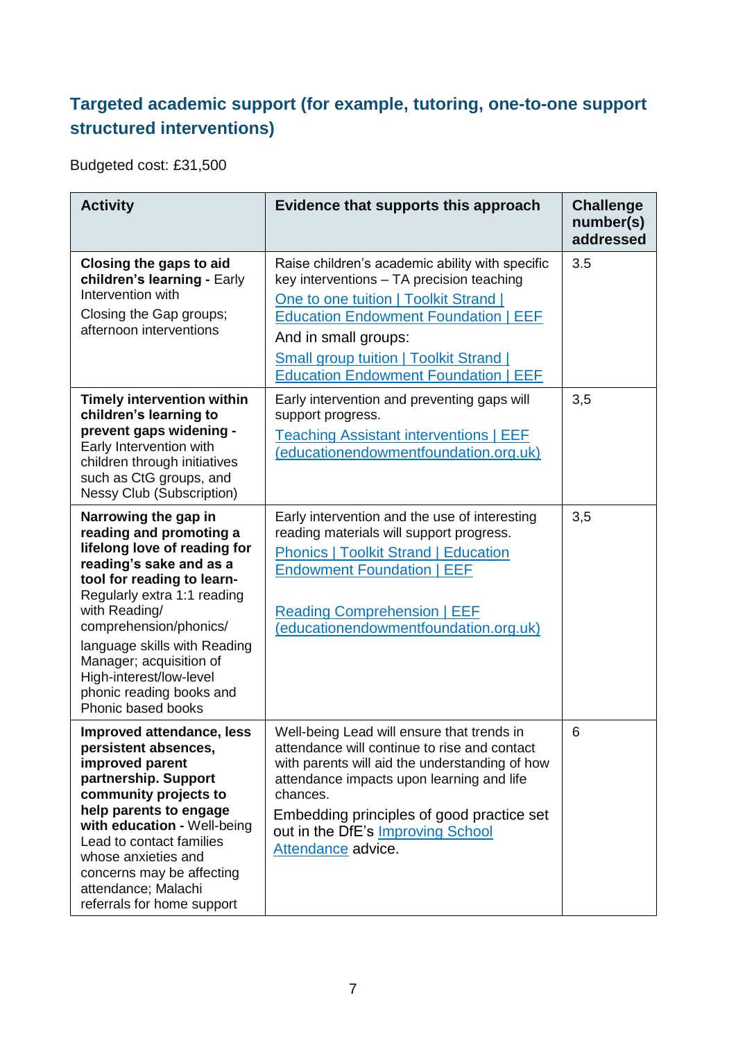### Targeted academic support (for example, tutoring, one-to-one support structured interventions)

Budgeted cost: £31,500

| Activity | Evidence that supports this approach | Challenge number(s) addressed |
|---|---|---|
| **Closing the gaps to aid children's learning -** Early Intervention with Closing the Gap groups; afternoon interventions | Raise children's academic ability with specific key interventions – TA precision teaching [One to one tuition \| Toolkit Strand \| Education Endowment Foundation \| EEF](#) And in small groups: [Small group tuition \| Toolkit Strand \| Education Endowment Foundation \| EEF](#) | 3.5 |
| **Timely intervention within children's learning to prevent gaps widening -** Early Intervention with children through initiatives such as CtG groups, and Nessy Club (Subscription) | Early intervention and preventing gaps will support progress. [Teaching Assistant interventions \| EEF (educationendowmentfoundation.org.uk)](#) | 3,5 |
| **Narrowing the gap in reading and promoting a lifelong love of reading for reading's sake and as a tool for reading to learn-** Regularly extra 1:1 reading with Reading/ comprehension/phonics/ language skills with Reading Manager; acquisition of High-interest/low-level phonic reading books and Phonic based books | Early intervention and the use of interesting reading materials will support progress. [Phonics \| Toolkit Strand \| Education Endowment Foundation \| EEF](#) [Reading Comprehension \| EEF (educationendowmentfoundation.org.uk)](#) | 3,5 |
| **Improved attendance, less persistent absences, improved parent partnership. Support community projects to help parents to engage with education -** Well-being Lead to contact families whose anxieties and concerns may be affecting attendance; Malachi referrals for home support | Well-being Lead will ensure that trends in attendance will continue to rise and contact with parents will aid the understanding of how attendance impacts upon learning and life chances. Embedding principles of good practice set out in the DfE's [Improving School Attendance](#) advice. | 6 |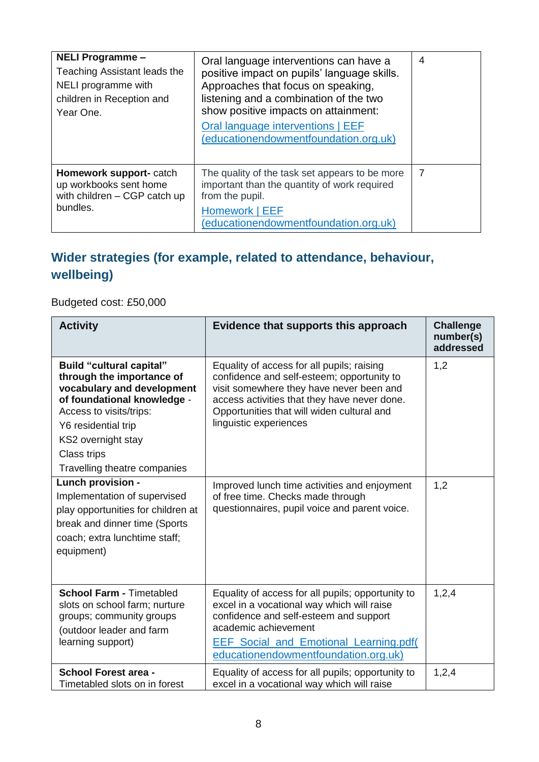| | | |
|---|---|---|
| **NELI Programme –** Teaching Assistant leads the NELI programme with children in Reception and Year One. | Oral language interventions can have a positive impact on pupils' language skills. Approaches that focus on speaking, listening and a combination of the two show positive impacts on attainment: [Oral language interventions \| EEF (educationendowmentfoundation.org.uk)](educationendowmentfoundation.org.uk) | 4 |
| **Homework support**- catch up workbooks sent home with children – CGP catch up bundles. | The quality of the task set appears to be more important than the quantity of work required from the pupil. [Homework \| EEF (educationendowmentfoundation.org.uk)](educationendowmentfoundation.org.uk) | 7 |

## Wider strategies (for example, related to attendance, behaviour, wellbeing)

Budgeted cost: £50,000

| Activity | Evidence that supports this approach | Challenge number(s) addressed |
|---|---|---|
| **Build "cultural capital" through the importance of vocabulary and development of foundational knowledge** - Access to visits/trips: Y6 residential trip KS2 overnight stay Class trips Travelling theatre companies | Equality of access for all pupils; raising confidence and self-esteem; opportunity to visit somewhere they have never been and access activities that they have never done. Opportunities that will widen cultural and linguistic experiences | 1,2 |
| **Lunch provision -** Implementation of supervised play opportunities for children at break and dinner time (Sports coach; extra lunchtime staff; equipment) | Improved lunch time activities and enjoyment of free time. Checks made through questionnaires, pupil voice and parent voice. | 1,2 |
| **School Farm -** Timetabled slots on school farm; nurture groups; community groups (outdoor leader and farm learning support) | Equality of access for all pupils; opportunity to excel in a vocational way which will raise confidence and self-esteem and support academic achievement [EEF_Social_and_Emotional_Learning.pdf(educationendowmentfoundation.org.uk)](educationendowmentfoundation.org.uk) | 1,2,4 |
| **School Forest area -** Timetabled slots on in forest | Equality of access for all pupils; opportunity to excel in a vocational way which will raise | 1,2,4 |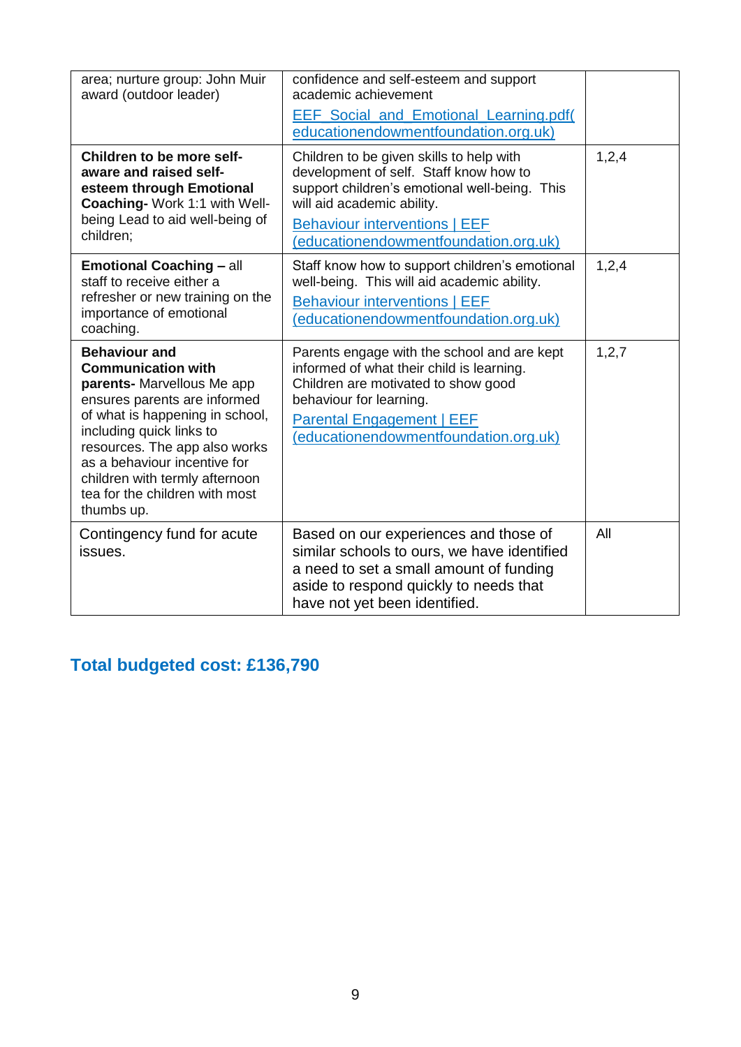| | | |
|---|---|---|
| area; nurture group: John Muir award (outdoor leader) | confidence and self-esteem and support academic achievement<br>EEF_Social_and_Emotional_Learning.pdf( educationendowmentfoundation.org.uk) | |
| **Children to be more self-aware and raised self-esteem through Emotional Coaching-** Work 1:1 with Well-being Lead to aid well-being of children; | Children to be given skills to help with development of self. Staff know how to support children's emotional well-being. This will aid academic ability.<br>Behaviour interventions \| EEF (educationendowmentfoundation.org.uk) | 1,2,4 |
| **Emotional Coaching –** all staff to receive either a refresher or new training on the importance of emotional coaching. | Staff know how to support children's emotional well-being. This will aid academic ability.<br>Behaviour interventions \| EEF (educationendowmentfoundation.org.uk) | 1,2,4 |
| **Behaviour and Communication with parents-** Marvellous Me app ensures parents are informed of what is happening in school, including quick links to resources. The app also works as a behaviour incentive for children with termly afternoon tea for the children with most thumbs up. | Parents engage with the school and are kept informed of what their child is learning. Children are motivated to show good behaviour for learning.<br>Parental Engagement \| EEF (educationendowmentfoundation.org.uk) | 1,2,7 |
| Contingency fund for acute issues. | Based on our experiences and those of similar schools to ours, we have identified a need to set a small amount of funding aside to respond quickly to needs that have not yet been identified. | All |

## Total budgeted cost: £136,790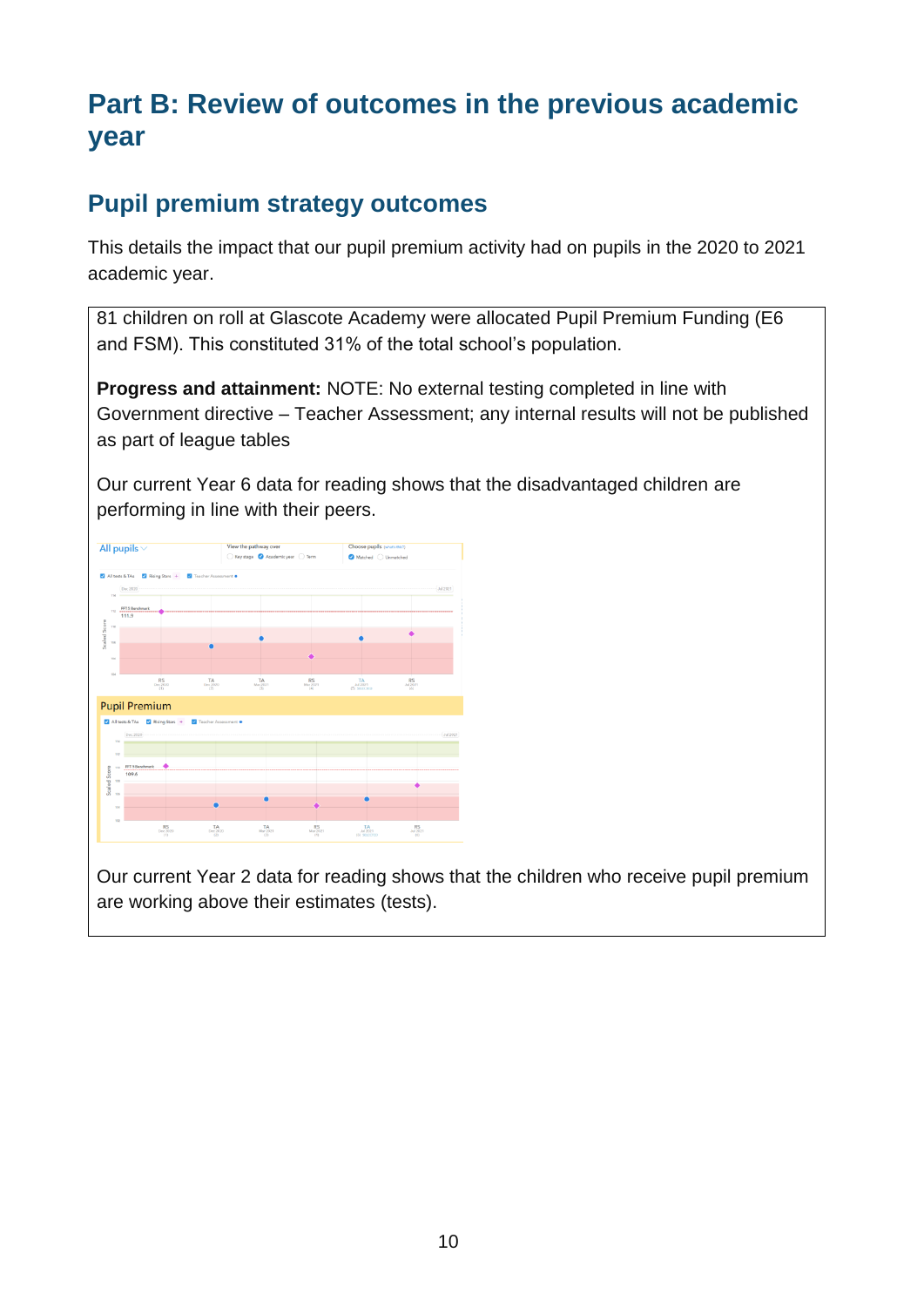# Part B: Review of outcomes in the previous academic year

## Pupil premium strategy outcomes

This details the impact that our pupil premium activity had on pupils in the 2020 to 2021 academic year.

81 children on roll at Glascote Academy were allocated Pupil Premium Funding (E6 and FSM). This constituted 31% of the total school's population.

**Progress and attainment:** NOTE: No external testing completed in line with Government directive – Teacher Assessment; any internal results will not be published as part of league tables

Our current Year 6 data for reading shows that the disadvantaged children are performing in line with their peers.

Our current Year 2 data for reading shows that the children who receive pupil premium are working above their estimates (tests).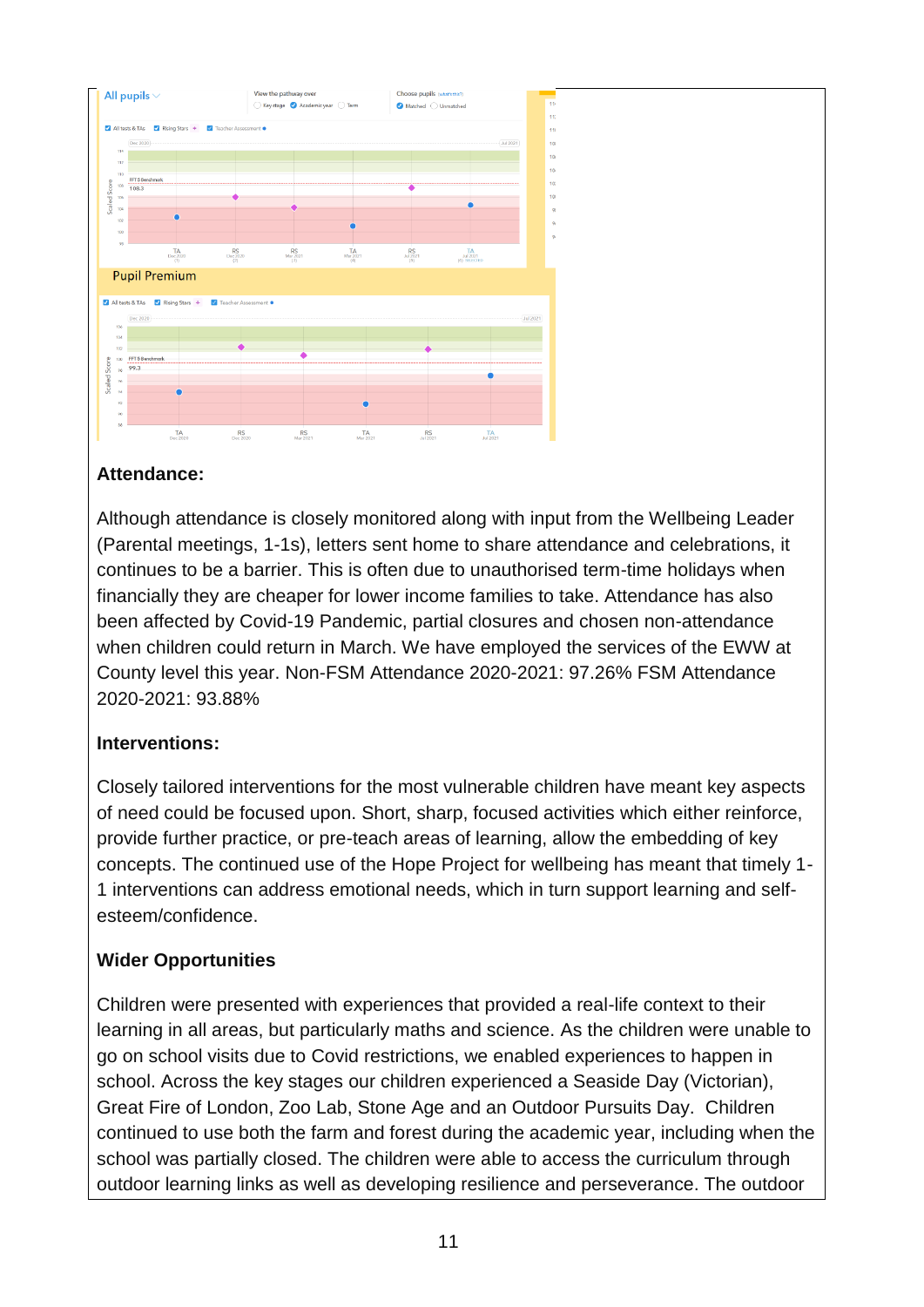## Attendance:

Although attendance is closely monitored along with input from the Wellbeing Leader (Parental meetings, 1-1s), letters sent home to share attendance and celebrations, it continues to be a barrier. This is often due to unauthorised term-time holidays when financially they are cheaper for lower income families to take. Attendance has also been affected by Covid-19 Pandemic, partial closures and chosen non-attendance when children could return in March. We have employed the services of the EWW at County level this year. Non-FSM Attendance 2020-2021: 97.26% FSM Attendance 2020-2021: 93.88%

## Interventions:

Closely tailored interventions for the most vulnerable children have meant key aspects of need could be focused upon. Short, sharp, focused activities which either reinforce, provide further practice, or pre-teach areas of learning, allow the embedding of key concepts. The continued use of the Hope Project for wellbeing has meant that timely 1-1 interventions can address emotional needs, which in turn support learning and self-esteem/confidence.

## Wider Opportunities

Children were presented with experiences that provided a real-life context to their learning in all areas, but particularly maths and science. As the children were unable to go on school visits due to Covid restrictions, we enabled experiences to happen in school. Across the key stages our children experienced a Seaside Day (Victorian), Great Fire of London, Zoo Lab, Stone Age and an Outdoor Pursuits Day. Children continued to use both the farm and forest during the academic year, including when the school was partially closed. The children were able to access the curriculum through outdoor learning links as well as developing resilience and perseverance. The outdoor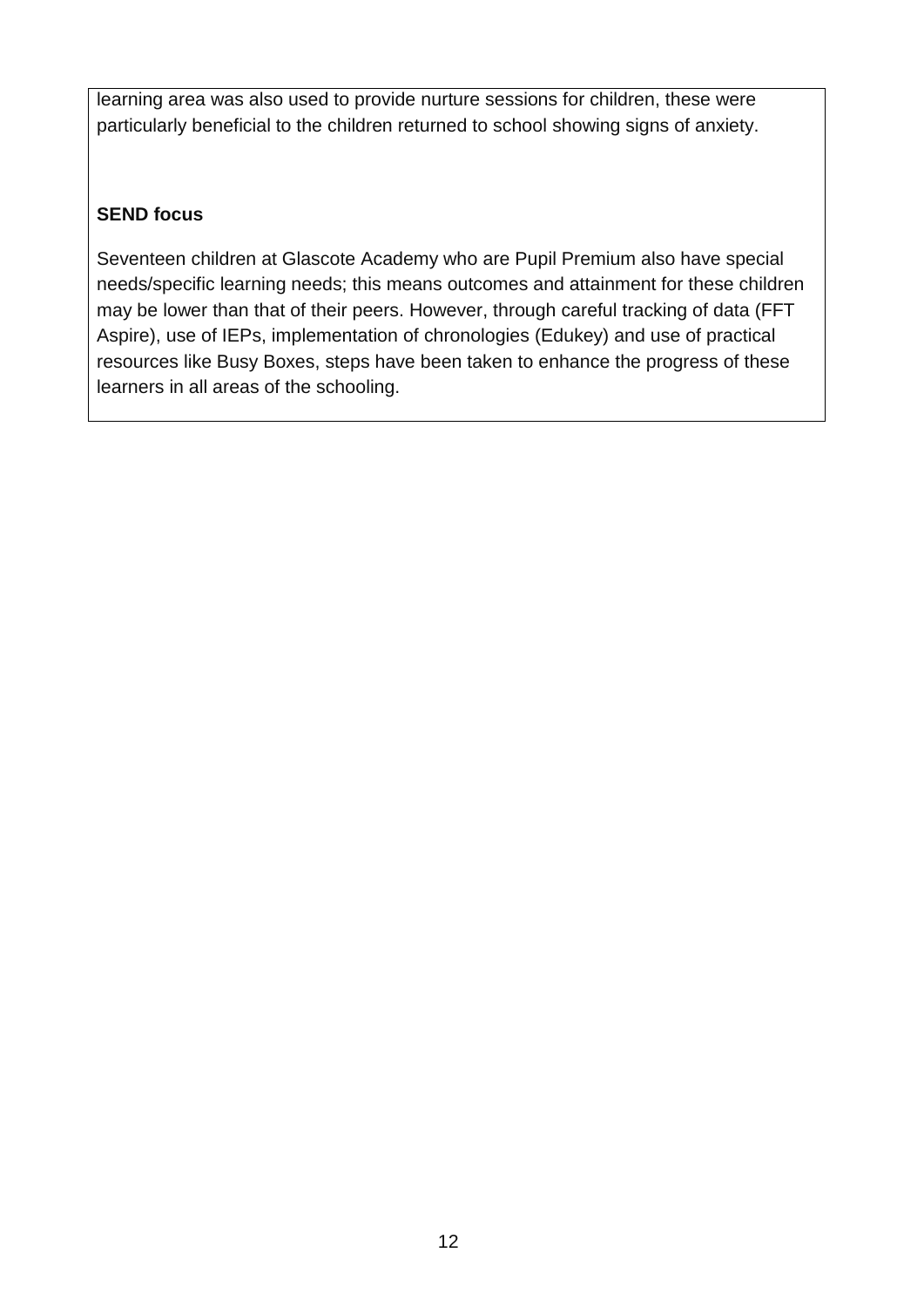learning area was also used to provide nurture sessions for children, these were particularly beneficial to the children returned to school showing signs of anxiety.

**SEND focus**

Seventeen children at Glascote Academy who are Pupil Premium also have special needs/specific learning needs; this means outcomes and attainment for these children may be lower than that of their peers. However, through careful tracking of data (FFT Aspire), use of IEPs, implementation of chronologies (Edukey) and use of practical resources like Busy Boxes, steps have been taken to enhance the progress of these learners in all areas of the schooling.